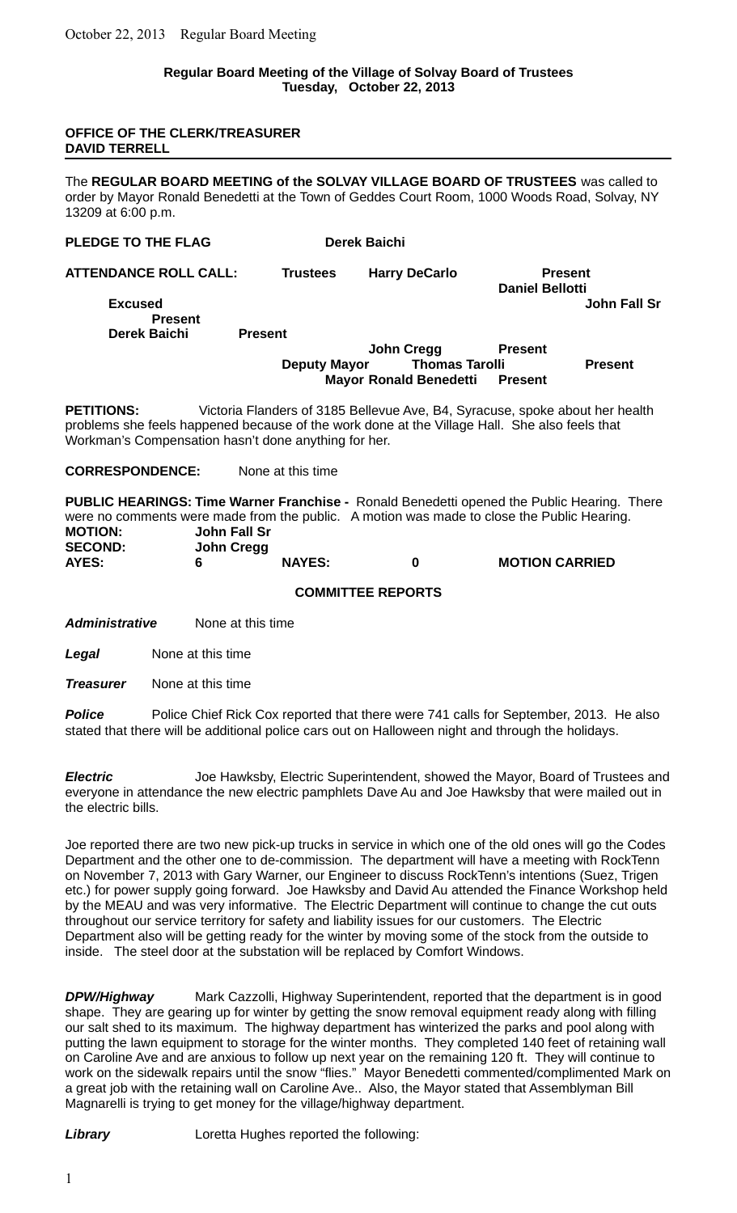**Regular Board Meeting of the Village of Solvay Board of Trustees**
**Tuesday, October 22, 2013**

**OFFICE OF THE CLERK/TREASURER**
**DAVID TERRELL**

---

The **REGULAR BOARD MEETING of the SOLVAY VILLAGE BOARD OF TRUSTEES** was called to order by Mayor Ronald Benedetti at the Town of Geddes Court Room, 1000 Woods Road, Solvay, NY 13209 at 6:00 p.m.

**PLEDGE TO THE FLAG** **Derek Baichi**

**ATTENDANCE ROLL CALL:**

| | | |
|---|---|---|
| **Trustees** | **Harry DeCarlo** | **Present** |
| | **Daniel Bellotti** | **Excused** |
| | **John Fall Sr** | **Present** |
| | **Derek Baichi** | **Present** |
| | **John Cregg** | **Present** |
| **Deputy Mayor** | **Thomas Tarolli** | **Present** |
| | **Mayor Ronald Benedetti** | **Present** |

**PETITIONS:** Victoria Flanders of 3185 Bellevue Ave, B4, Syracuse, spoke about her health problems she feels happened because of the work done at the Village Hall. She also feels that Workman's Compensation hasn't done anything for her.

**CORRESPONDENCE:** None at this time

**PUBLIC HEARINGS: Time Warner Franchise -** Ronald Benedetti opened the Public Hearing. There were no comments were made from the public. A motion was made to close the Public Hearing.

**MOTION:** **John Fall Sr**
**SECOND:** **John Cregg**
**AYES:** **6** **NAYES:** **0** **MOTION CARRIED**

**COMMITTEE REPORTS**

***Administrative*** None at this time

***Legal*** None at this time

***Treasurer*** None at this time

***Police*** Police Chief Rick Cox reported that there were 741 calls for September, 2013. He also stated that there will be additional police cars out on Halloween night and through the holidays.

***Electric*** Joe Hawksby, Electric Superintendent, showed the Mayor, Board of Trustees and everyone in attendance the new electric pamphlets Dave Au and Joe Hawksby that were mailed out in the electric bills.

Joe reported there are two new pick-up trucks in service in which one of the old ones will go the Codes Department and the other one to de-commission. The department will have a meeting with RockTenn on November 7, 2013 with Gary Warner, our Engineer to discuss RockTenn's intentions (Suez, Trigen etc.) for power supply going forward. Joe Hawksby and David Au attended the Finance Workshop held by the MEAU and was very informative. The Electric Department will continue to change the cut outs throughout our service territory for safety and liability issues for our customers. The Electric Department also will be getting ready for the winter by moving some of the stock from the outside to inside. The steel door at the substation will be replaced by Comfort Windows.

***DPW/Highway*** Mark Cazzolli, Highway Superintendent, reported that the department is in good shape. They are gearing up for winter by getting the snow removal equipment ready along with filling our salt shed to its maximum. The highway department has winterized the parks and pool along with putting the lawn equipment to storage for the winter months. They completed 140 feet of retaining wall on Caroline Ave and are anxious to follow up next year on the remaining 120 ft. They will continue to work on the sidewalk repairs until the snow "flies." Mayor Benedetti commented/complimented Mark on a great job with the retaining wall on Caroline Ave.. Also, the Mayor stated that Assemblyman Bill Magnarelli is trying to get money for the village/highway department.

***Library*** Loretta Hughes reported the following: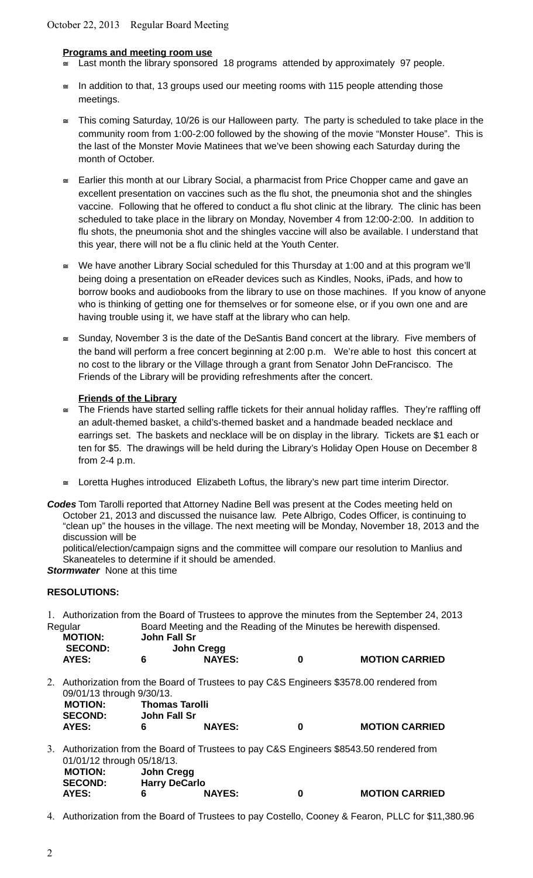**Programs and meeting room use**

- Last month the library sponsored 18 programs attended by approximately 97 people.
- In addition to that, 13 groups used our meeting rooms with 115 people attending those meetings.
- This coming Saturday, 10/26 is our Halloween party. The party is scheduled to take place in the community room from 1:00-2:00 followed by the showing of the movie "Monster House". This is the last of the Monster Movie Matinees that we've been showing each Saturday during the month of October.
- Earlier this month at our Library Social, a pharmacist from Price Chopper came and gave an excellent presentation on vaccines such as the flu shot, the pneumonia shot and the shingles vaccine. Following that he offered to conduct a flu shot clinic at the library. The clinic has been scheduled to take place in the library on Monday, November 4 from 12:00-2:00. In addition to flu shots, the pneumonia shot and the shingles vaccine will also be available. I understand that this year, there will not be a flu clinic held at the Youth Center.
- We have another Library Social scheduled for this Thursday at 1:00 and at this program we'll being doing a presentation on eReader devices such as Kindles, Nooks, iPads, and how to borrow books and audiobooks from the library to use on those machines. If you know of anyone who is thinking of getting one for themselves or for someone else, or if you own one and are having trouble using it, we have staff at the library who can help.
- Sunday, November 3 is the date of the DeSantis Band concert at the library. Five members of the band will perform a free concert beginning at 2:00 p.m. We're able to host this concert at no cost to the library or the Village through a grant from Senator John DeFrancisco. The Friends of the Library will be providing refreshments after the concert.

**Friends of the Library**

- The Friends have started selling raffle tickets for their annual holiday raffles. They're raffling off an adult-themed basket, a child's-themed basket and a handmade beaded necklace and earrings set. The baskets and necklace will be on display in the library. Tickets are $1 each or ten for $5. The drawings will be held during the Library's Holiday Open House on December 8 from 2-4 p.m.
- Loretta Hughes introduced Elizabeth Loftus, the library's new part time interim Director.

***Codes*** Tom Tarolli reported that Attorney Nadine Bell was present at the Codes meeting held on October 21, 2013 and discussed the nuisance law. Pete Albrigo, Codes Officer, is continuing to "clean up" the houses in the village. The next meeting will be Monday, November 18, 2013 and the discussion will be political/election/campaign signs and the committee will compare our resolution to Manlius and Skaneateles to determine if it should be amended.

***Stormwater*** None at this time

**RESOLUTIONS:**

1. Authorization from the Board of Trustees to approve the minutes from the September 24, 2013 Regular Board Meeting and the Reading of the Minutes be herewith dispensed.

| | | | | |
|---|---|---|---|---|
| **MOTION:** | **John Fall Sr** | | | |
| **SECOND:** | **John Cregg** | | | |
| **AYES:** | **6** | **NAYES:** | **0** | **MOTION CARRIED** |

2. Authorization from the Board of Trustees to pay C&S Engineers $3578.00 rendered from 09/01/13 through 9/30/13.

| | | | | |
|---|---|---|---|---|
| **MOTION:** | **Thomas Tarolli** | | | |
| **SECOND:** | **John Fall Sr** | | | |
| **AYES:** | **6** | **NAYES:** | **0** | **MOTION CARRIED** |

3. Authorization from the Board of Trustees to pay C&S Engineers $8543.50 rendered from 01/01/12 through 05/18/13.

| | | | | |
|---|---|---|---|---|
| **MOTION:** | **John Cregg** | | | |
| **SECOND:** | **Harry DeCarlo** | | | |
| **AYES:** | **6** | **NAYES:** | **0** | **MOTION CARRIED** |

4. Authorization from the Board of Trustees to pay Costello, Cooney & Fearon, PLLC for $11,380.96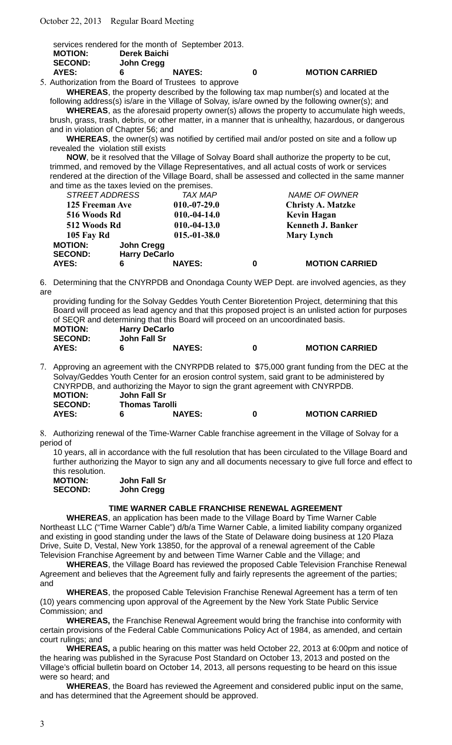services rendered for the month of September 2013.

**MOTION:** **Derek Baichi**
**SECOND:** **John Cregg**
**AYES:** **6** **NAYES:** **0** **MOTION CARRIED**

5. Authorization from the Board of Trustees to approve

**WHEREAS**, the property described by the following tax map number(s) and located at the following address(s) is/are in the Village of Solvay, is/are owned by the following owner(s); and

**WHEREAS**, as the aforesaid property owner(s) allows the property to accumulate high weeds, brush, grass, trash, debris, or other matter, in a manner that is unhealthy, hazardous, or dangerous and in violation of Chapter 56; and

**WHEREAS**, the owner(s) was notified by certified mail and/or posted on site and a follow up revealed the violation still exists

**NOW**, be it resolved that the Village of Solvay Board shall authorize the property to be cut, trimmed, and removed by the Village Representatives, and all actual costs of work or services rendered at the direction of the Village Board, shall be assessed and collected in the same manner and time as the taxes levied on the premises.

| *STREET ADDRESS* | *TAX MAP* | *NAME OF OWNER* |
|---|---|---|
| **125 Freeman Ave** | **010.-07-29.0** | **Christy A. Matzke** |
| **516 Woods Rd** | **010.-04-14.0** | **Kevin Hagan** |
| **512 Woods Rd** | **010.-04-13.0** | **Kenneth J. Banker** |
| **105 Fay Rd** | **015.-01-38.0** | **Mary Lynch** |

**MOTION:** **John Cregg**
**SECOND:** **Harry DeCarlo**
**AYES:** **6** **NAYES:** **0** **MOTION CARRIED**

6. Determining that the CNYRPDB and Onondaga County WEP Dept. are involved agencies, as they are providing funding for the Solvay Geddes Youth Center Bioretention Project, determining that this Board will proceed as lead agency and that this proposed project is an unlisted action for purposes of SEQR and determining that this Board will proceed on an uncoordinated basis.

**MOTION:** **Harry DeCarlo**
**SECOND:** **John Fall Sr**
**AYES:** **6** **NAYES:** **0** **MOTION CARRIED**

7. Approving an agreement with the CNYRPDB related to $75,000 grant funding from the DEC at the Solvay/Geddes Youth Center for an erosion control system, said grant to be administered by CNYRPDB, and authorizing the Mayor to sign the grant agreement with CNYRPDB.

**MOTION:** **John Fall Sr**
**SECOND:** **Thomas Tarolli**
**AYES:** **6** **NAYES:** **0** **MOTION CARRIED**

8. Authorizing renewal of the Time-Warner Cable franchise agreement in the Village of Solvay for a period of 10 years, all in accordance with the full resolution that has been circulated to the Village Board and further authorizing the Mayor to sign any and all documents necessary to give full force and effect to this resolution.

**MOTION:** **John Fall Sr**
**SECOND:** **John Cregg**

**TIME WARNER CABLE FRANCHISE RENEWAL AGREEMENT**

**WHEREAS**, an application has been made to the Village Board by Time Warner Cable Northeast LLC ("Time Warner Cable") d/b/a Time Warner Cable, a limited liability company organized and existing in good standing under the laws of the State of Delaware doing business at 120 Plaza Drive, Suite D, Vestal, New York 13850, for the approval of a renewal agreement of the Cable Television Franchise Agreement by and between Time Warner Cable and the Village; and

**WHEREAS**, the Village Board has reviewed the proposed Cable Television Franchise Renewal Agreement and believes that the Agreement fully and fairly represents the agreement of the parties; and

**WHEREAS**, the proposed Cable Television Franchise Renewal Agreement has a term of ten (10) years commencing upon approval of the Agreement by the New York State Public Service Commission; and

**WHEREAS,** the Franchise Renewal Agreement would bring the franchise into conformity with certain provisions of the Federal Cable Communications Policy Act of 1984, as amended, and certain court rulings; and

**WHEREAS,** a public hearing on this matter was held October 22, 2013 at 6:00pm and notice of the hearing was published in the Syracuse Post Standard on October 13, 2013 and posted on the Village's official bulletin board on October 14, 2013, all persons requesting to be heard on this issue were so heard; and

**WHEREAS**, the Board has reviewed the Agreement and considered public input on the same, and has determined that the Agreement should be approved.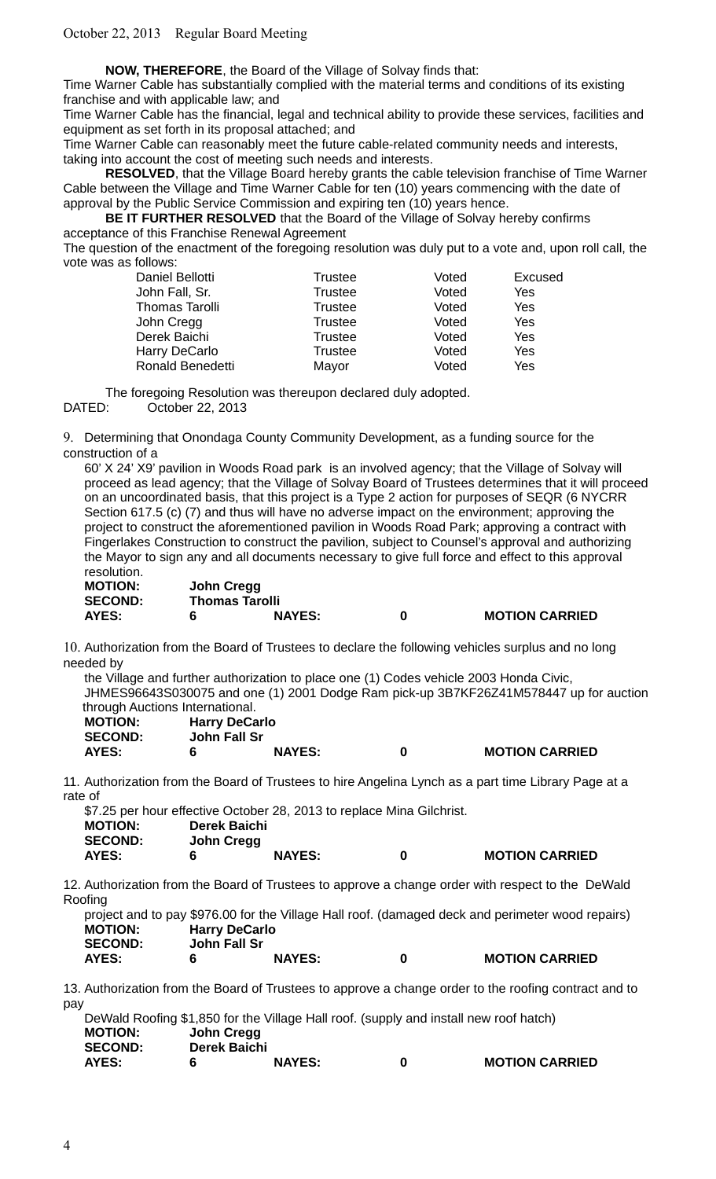**NOW, THEREFORE**, the Board of the Village of Solvay finds that:

Time Warner Cable has substantially complied with the material terms and conditions of its existing franchise and with applicable law; and

Time Warner Cable has the financial, legal and technical ability to provide these services, facilities and equipment as set forth in its proposal attached; and

Time Warner Cable can reasonably meet the future cable-related community needs and interests, taking into account the cost of meeting such needs and interests.

**RESOLVED**, that the Village Board hereby grants the cable television franchise of Time Warner Cable between the Village and Time Warner Cable for ten (10) years commencing with the date of approval by the Public Service Commission and expiring ten (10) years hence.

**BE IT FURTHER RESOLVED** that the Board of the Village of Solvay hereby confirms acceptance of this Franchise Renewal Agreement

The question of the enactment of the foregoing resolution was duly put to a vote and, upon roll call, the vote was as follows:

| | | | |
|---|---|---|---|
| Daniel Bellotti | Trustee | Voted | Excused |
| John Fall, Sr. | Trustee | Voted | Yes |
| Thomas Tarolli | Trustee | Voted | Yes |
| John Cregg | Trustee | Voted | Yes |
| Derek Baichi | Trustee | Voted | Yes |
| Harry DeCarlo | Trustee | Voted | Yes |
| Ronald Benedetti | Mayor | Voted | Yes |

The foregoing Resolution was thereupon declared duly adopted.

DATED: October 22, 2013

9. Determining that Onondaga County Community Development, as a funding source for the construction of a 60' X 24' X9' pavilion in Woods Road park is an involved agency; that the Village of Solvay will proceed as lead agency; that the Village of Solvay Board of Trustees determines that it will proceed on an uncoordinated basis, that this project is a Type 2 action for purposes of SEQR (6 NYCRR Section 617.5 (c) (7) and thus will have no adverse impact on the environment; approving the project to construct the aforementioned pavilion in Woods Road Park; approving a contract with Fingerlakes Construction to construct the pavilion, subject to Counsel's approval and authorizing the Mayor to sign any and all documents necessary to give full force and effect to this approval resolution.

**MOTION:** **John Cregg**
**SECOND:** **Thomas Tarolli**
**AYES:** **6** **NAYES:** **0** **MOTION CARRIED**

10. Authorization from the Board of Trustees to declare the following vehicles surplus and no long needed by the Village and further authorization to place one (1) Codes vehicle 2003 Honda Civic, JHMES96643S030075 and one (1) 2001 Dodge Ram pick-up 3B7KF26Z41M578447 up for auction through Auctions International.

**MOTION:** **Harry DeCarlo**
**SECOND:** **John Fall Sr**
**AYES:** **6** **NAYES:** **0** **MOTION CARRIED**

11. Authorization from the Board of Trustees to hire Angelina Lynch as a part time Library Page at a rate of $7.25 per hour effective October 28, 2013 to replace Mina Gilchrist.

**MOTION:** **Derek Baichi**
**SECOND:** **John Cregg**
**AYES:** **6** **NAYES:** **0** **MOTION CARRIED**

12. Authorization from the Board of Trustees to approve a change order with respect to the DeWald Roofing project and to pay $976.00 for the Village Hall roof. (damaged deck and perimeter wood repairs)

**MOTION:** **Harry DeCarlo**
**SECOND:** **John Fall Sr**
**AYES:** **6** **NAYES:** **0** **MOTION CARRIED**

13. Authorization from the Board of Trustees to approve a change order to the roofing contract and to pay DeWald Roofing $1,850 for the Village Hall roof. (supply and install new roof hatch)

**MOTION:** **John Cregg**
**SECOND:** **Derek Baichi**
**AYES:** **6** **NAYES:** **0** **MOTION CARRIED**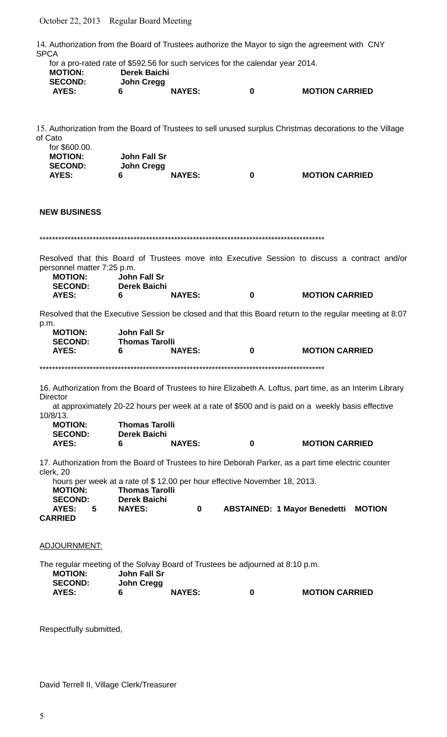October 22, 2013 Regular Board Meeting

14. Authorization from the Board of Trustees authorize the Mayor to sign the agreement with CNY SPCA for a pro-rated rate of $592.56 for such services for the calendar year 2014.

| | | | | |
|---|---|---|---|---|
| **MOTION:** | **Derek Baichi** | | | |
| **SECOND:** | **John Cregg** | | | |
| **AYES:** | **6** | **NAYES:** | **0** | **MOTION CARRIED** |

15. Authorization from the Board of Trustees to sell unused surplus Christmas decorations to the Village of Cato for $600.00.

| | | | | |
|---|---|---|---|---|
| **MOTION:** | **John Fall Sr** | | | |
| **SECOND:** | **John Cregg** | | | |
| **AYES:** | **6** | **NAYES:** | **0** | **MOTION CARRIED** |

**NEW BUSINESS**

*****************************************************************************************

Resolved that this Board of Trustees move into Executive Session to discuss a contract and/or personnel matter 7:25 p.m.

| | | | | |
|---|---|---|---|---|
| **MOTION:** | **John Fall Sr** | | | |
| **SECOND:** | **Derek Baichi** | | | |
| **AYES:** | **6** | **NAYES:** | **0** | **MOTION CARRIED** |

Resolved that the Executive Session be closed and that this Board return to the regular meeting at 8:07 p.m.

| | | | | |
|---|---|---|---|---|
| **MOTION:** | **John Fall Sr** | | | |
| **SECOND:** | **Thomas Tarolli** | | | |
| **AYES:** | **6** | **NAYES:** | **0** | **MOTION CARRIED** |

*****************************************************************************************

16. Authorization from the Board of Trustees to hire Elizabeth A. Loftus, part time, as an Interim Library Director at approximately 20-22 hours per week at a rate of $500 and is paid on a weekly basis effective 10/8/13.

| | | | | |
|---|---|---|---|---|
| **MOTION:** | **Thomas Tarolli** | | | |
| **SECOND:** | **Derek Baichi** | | | |
| **AYES:** | **6** | **NAYES:** | **0** | **MOTION CARRIED** |

17. Authorization from the Board of Trustees to hire Deborah Parker, as a part time electric counter clerk, 20 hours per week at a rate of $ 12.00 per hour effective November 18, 2013.

**MOTION:** **Thomas Tarolli**
**SECOND:** **Derek Baichi**
**AYES:** **5** **NAYES:** **0** **ABSTAINED: 1 Mayor Benedetti** **MOTION CARRIED**

<u>ADJOURNMENT:</u>

The regular meeting of the Solvay Board of Trustees be adjourned at 8:10 p.m.

| | | | | |
|---|---|---|---|---|
| **MOTION:** | **John Fall Sr** | | | |
| **SECOND:** | **John Cregg** | | | |
| **AYES:** | **6** | **NAYES:** | **0** | **MOTION CARRIED** |

Respectfully submitted,

David Terrell II, Village Clerk/Treasurer